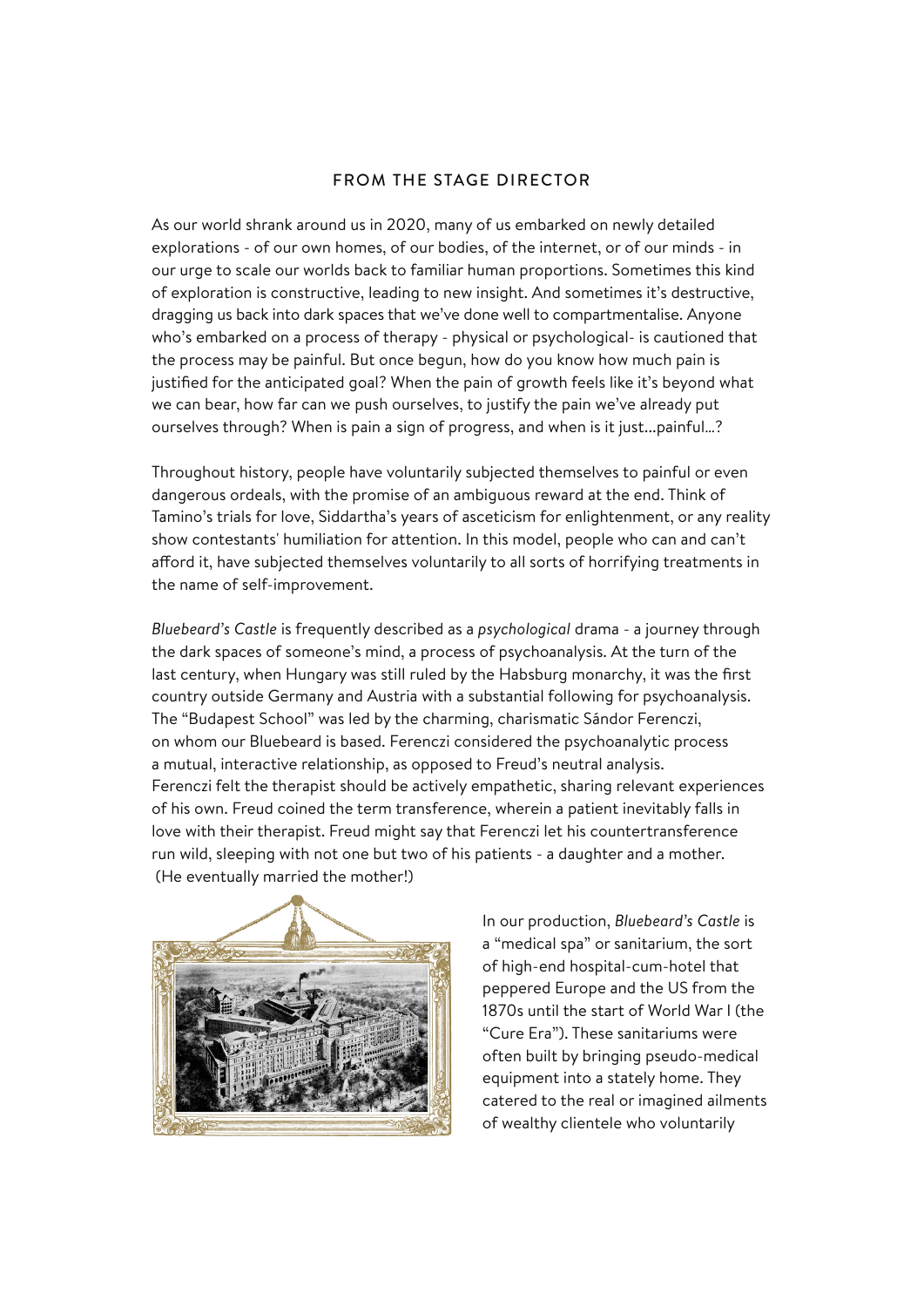## FROM THE STAGE DIRECTOR

As our world shrank around us in 2020, many of us embarked on newly detailed explorations - of our own homes, of our bodies, of the internet, or of our minds - in our urge to scale our worlds back to familiar human proportions. Sometimes this kind of exploration is constructive, leading to new insight. And sometimes it's destructive, dragging us back into dark spaces that we've done well to compartmentalise. Anyone who's embarked on a process of therapy - physical or psychological- is cautioned that the process may be painful. But once begun, how do you know how much pain is justified for the anticipated goal? When the pain of growth feels like it's beyond what we can bear, how far can we push ourselves, to justify the pain we've already put ourselves through? When is pain a sign of progress, and when is it just...painful...?

Throughout history, people have voluntarily subjected themselves to painful or even dangerous ordeals, with the promise of an ambiguous reward at the end. Think of Tamino's trials for love, Siddartha's years of asceticism for enlightenment, or any reality show contestants' humiliation for attention. In this model, people who can and can't afford it, have subjected themselves voluntarily to all sorts of horrifying treatments in the name of self-improvement.

*Bluebeard's Castle* is frequently described as a *psychological* drama - a journey through the dark spaces of someone's mind, a process of psychoanalysis. At the turn of the last century, when Hungary was still ruled by the Habsburg monarchy, it was the first country outside Germany and Austria with a substantial following for psychoanalysis. The "Budapest School" was led by the charming, charismatic Sándor Ferenczi, on whom our Bluebeard is based. Ferenczi considered the psychoanalytic process a mutual, interactive relationship, as opposed to Freud's neutral analysis. Ferenczi felt the therapist should be actively empathetic, sharing relevant experiences of his own. Freud coined the term transference, wherein a patient inevitably falls in love with their therapist. Freud might say that Ferenczi let his countertransference run wild, sleeping with not one but two of his patients - a daughter and a mother. (He eventually married the mother!)

In our production, *Bluebeard's Castle* is a "medical spa" or sanitarium, the sort of high-end hospital-cum-hotel that peppered Europe and the US from the 1870s until the start of World War I (the "Cure Era"). These sanitariums were often built by bringing pseudo-medical equipment into a stately home. They catered to the real or imagined ailments of wealthy clientele who voluntarily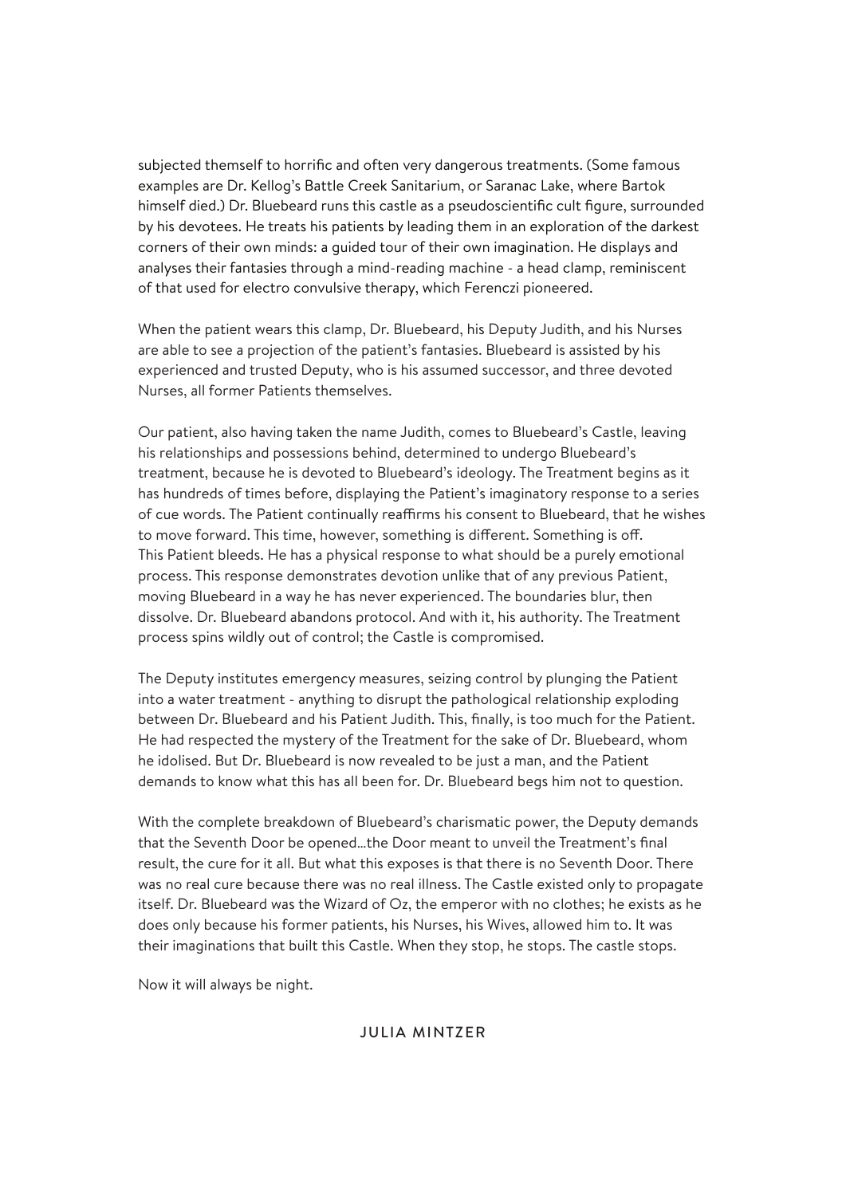subjected themself to horrific and often very dangerous treatments. (Some famous examples are Dr. Kellog's Battle Creek Sanitarium, or Saranac Lake, where Bartok himself died.) Dr. Bluebeard runs this castle as a pseudoscientific cult figure, surrounded by his devotees. He treats his patients by leading them in an exploration of the darkest corners of their own minds: a guided tour of their own imagination. He displays and analyses their fantasies through a mind-reading machine - a head clamp, reminiscent of that used for electro convulsive therapy, which Ferenczi pioneered.

When the patient wears this clamp, Dr. Bluebeard, his Deputy Judith, and his Nurses are able to see a projection of the patient's fantasies. Bluebeard is assisted by his experienced and trusted Deputy, who is his assumed successor, and three devoted Nurses, all former Patients themselves.

Our patient, also having taken the name Judith, comes to Bluebeard's Castle, leaving his relationships and possessions behind, determined to undergo Bluebeard's treatment, because he is devoted to Bluebeard's ideology. The Treatment begins as it has hundreds of times before, displaying the Patient's imaginatory response to a series of cue words. The Patient continually reaffirms his consent to Bluebeard, that he wishes to move forward. This time, however, something is different. Something is off. This Patient bleeds. He has a physical response to what should be a purely emotional process. This response demonstrates devotion unlike that of any previous Patient, moving Bluebeard in a way he has never experienced. The boundaries blur, then dissolve. Dr. Bluebeard abandons protocol. And with it, his authority. The Treatment process spins wildly out of control; the Castle is compromised.

The Deputy institutes emergency measures, seizing control by plunging the Patient into a water treatment - anything to disrupt the pathological relationship exploding between Dr. Bluebeard and his Patient Judith. This, finally, is too much for the Patient. He had respected the mystery of the Treatment for the sake of Dr. Bluebeard, whom he idolised. But Dr. Bluebeard is now revealed to be just a man, and the Patient demands to know what this has all been for. Dr. Bluebeard begs him not to question.

With the complete breakdown of Bluebeard's charismatic power, the Deputy demands that the Seventh Door be opened...the Door meant to unveil the Treatment's final result, the cure for it all. But what this exposes is that there is no Seventh Door. There was no real cure because there was no real illness. The Castle existed only to propagate itself. Dr. Bluebeard was the Wizard of Oz, the emperor with no clothes; he exists as he does only because his former patients, his Nurses, his Wives, allowed him to. It was their imaginations that built this Castle. When they stop, he stops. The castle stops.

Now it will always be night.

JULIA MINTZER